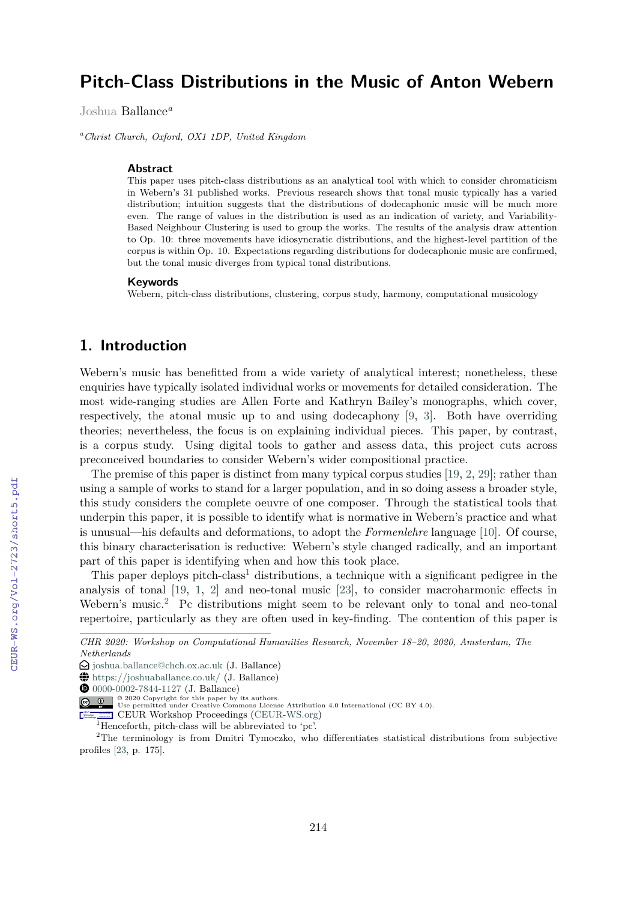# Pitch-Class Distributions in the Music of Anton Webern

Joshua Ballance[a]

[a] *Christ Church, Oxford, OX1 1DP, United Kingdom*

### Abstract

This paper uses pitch-class distributions as an analytical tool with which to consider chromaticism in Webern's 31 published works. Previous research shows that tonal music typically has a varied distribution; intuition suggests that the distributions of dodecaphonic music will be much more even. The range of values in the distribution is used as an indication of variety, and Variability-Based Neighbour Clustering is used to group the works. The results of the analysis draw attention to Op. 10: three movements have idiosyncratic distributions, and the highest-level partition of the corpus is within Op. 10. Expectations regarding distributions for dodecaphonic music are confirmed, but the tonal music diverges from typical tonal distributions.

### Keywords

Webern, pitch-class distributions, clustering, corpus study, harmony, computational musicology

## 1. Introduction

Webern's music has benefitted from a wide variety of analytical interest; nonetheless, these enquiries have typically isolated individual works or movements for detailed consideration. The most wide-ranging studies are Allen Forte and Kathryn Bailey's monographs, which cover, respectively, the atonal music up to and using dodecaphony [9, 3]. Both have overriding theories; nevertheless, the focus is on explaining individual pieces. This paper, by contrast, is a corpus study. Using digital tools to gather and assess data, this project cuts across preconceived boundaries to consider Webern's wider compositional practice.

The premise of this paper is distinct from many typical corpus studies [19, 2, 29]; rather than using a sample of works to stand for a larger population, and in so doing assess a broader style, this study considers the complete oeuvre of one composer. Through the statistical tools that underpin this paper, it is possible to identify what is normative in Webern's practice and what is unusual—his defaults and deformations, to adopt the *Formenlehre* language [10]. Of course, this binary characterisation is reductive: Webern's style changed radically, and an important part of this paper is identifying when and how this took place.

This paper deploys pitch-class[1] distributions, a technique with a significant pedigree in the analysis of tonal [19, 1, 2] and neo-tonal music [23], to consider macroharmonic effects in Webern's music.[2] Pc distributions might seem to be relevant only to tonal and neo-tonal repertoire, particularly as they are often used in key-finding. The contention of this paper is

CHR 2020: Workshop on Computational Humanities Research, November 18–20, 2020, Amsterdam, The Netherlands

joshua.ballance@chch.ox.ac.uk (J. Ballance)
https://joshuaballance.co.uk/ (J. Ballance)
0000-0002-7844-1127 (J. Ballance)

© 2020 Copyright for this paper by its authors. Use permitted under Creative Commons License Attribution 4.0 International (CC BY 4.0).

CEUR Workshop Proceedings (CEUR-WS.org)

[1] Henceforth, pitch-class will be abbreviated to 'pc'.

[2] The terminology is from Dmitri Tymoczko, who differentiates statistical distributions from subjective profiles [23, p. 175].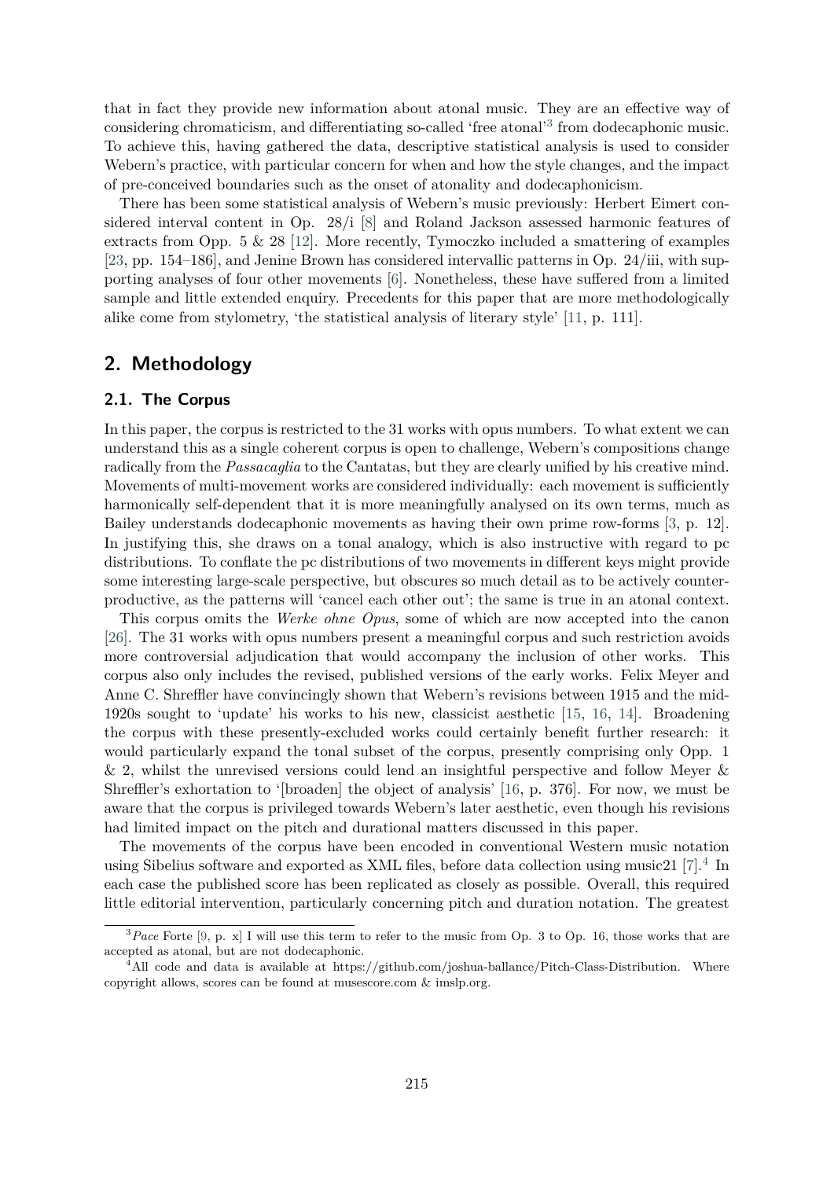that in fact they provide new information about atonal music. They are an effective way of considering chromaticism, and differentiating so-called 'free atonal'[3] from dodecaphonic music. To achieve this, having gathered the data, descriptive statistical analysis is used to consider Webern's practice, with particular concern for when and how the style changes, and the impact of pre-conceived boundaries such as the onset of atonality and dodecaphonicism.

There has been some statistical analysis of Webern's music previously: Herbert Eimert considered interval content in Op. 28/i [8] and Roland Jackson assessed harmonic features of extracts from Opp. 5 & 28 [12]. More recently, Tymoczko included a smattering of examples [23, pp. 154–186], and Jenine Brown has considered intervallic patterns in Op. 24/iii, with supporting analyses of four other movements [6]. Nonetheless, these have suffered from a limited sample and little extended enquiry. Precedents for this paper that are more methodologically alike come from stylometry, 'the statistical analysis of literary style' [11, p. 111].

## 2. Methodology

### 2.1. The Corpus

In this paper, the corpus is restricted to the 31 works with opus numbers. To what extent we can understand this as a single coherent corpus is open to challenge, Webern's compositions change radically from the *Passacaglia* to the Cantatas, but they are clearly unified by his creative mind. Movements of multi-movement works are considered individually: each movement is sufficiently harmonically self-dependent that it is more meaningfully analysed on its own terms, much as Bailey understands dodecaphonic movements as having their own prime row-forms [3, p. 12]. In justifying this, she draws on a tonal analogy, which is also instructive with regard to pc distributions. To conflate the pc distributions of two movements in different keys might provide some interesting large-scale perspective, but obscures so much detail as to be actively counterproductive, as the patterns will 'cancel each other out'; the same is true in an atonal context.

This corpus omits the *Werke ohne Opus*, some of which are now accepted into the canon [26]. The 31 works with opus numbers present a meaningful corpus and such restriction avoids more controversial adjudication that would accompany the inclusion of other works. This corpus also only includes the revised, published versions of the early works. Felix Meyer and Anne C. Shreffler have convincingly shown that Webern's revisions between 1915 and the mid-1920s sought to 'update' his works to his new, classicist aesthetic [15, 16, 14]. Broadening the corpus with these presently-excluded works could certainly benefit further research: it would particularly expand the tonal subset of the corpus, presently comprising only Opp. 1 & 2, whilst the unrevised versions could lend an insightful perspective and follow Meyer & Shreffler's exhortation to '[broaden] the object of analysis' [16, p. 376]. For now, we must be aware that the corpus is privileged towards Webern's later aesthetic, even though his revisions had limited impact on the pitch and durational matters discussed in this paper.

The movements of the corpus have been encoded in conventional Western music notation using Sibelius software and exported as XML files, before data collection using music21 [7].[4] In each case the published score has been replicated as closely as possible. Overall, this required little editorial intervention, particularly concerning pitch and duration notation. The greatest

[3] *Pace* Forte [9, p. x] I will use this term to refer to the music from Op. 3 to Op. 16, those works that are accepted as atonal, but are not dodecaphonic.

[4] All code and data is available at https://github.com/joshua-ballance/Pitch-Class-Distribution. Where copyright allows, scores can be found at musescore.com & imslp.org.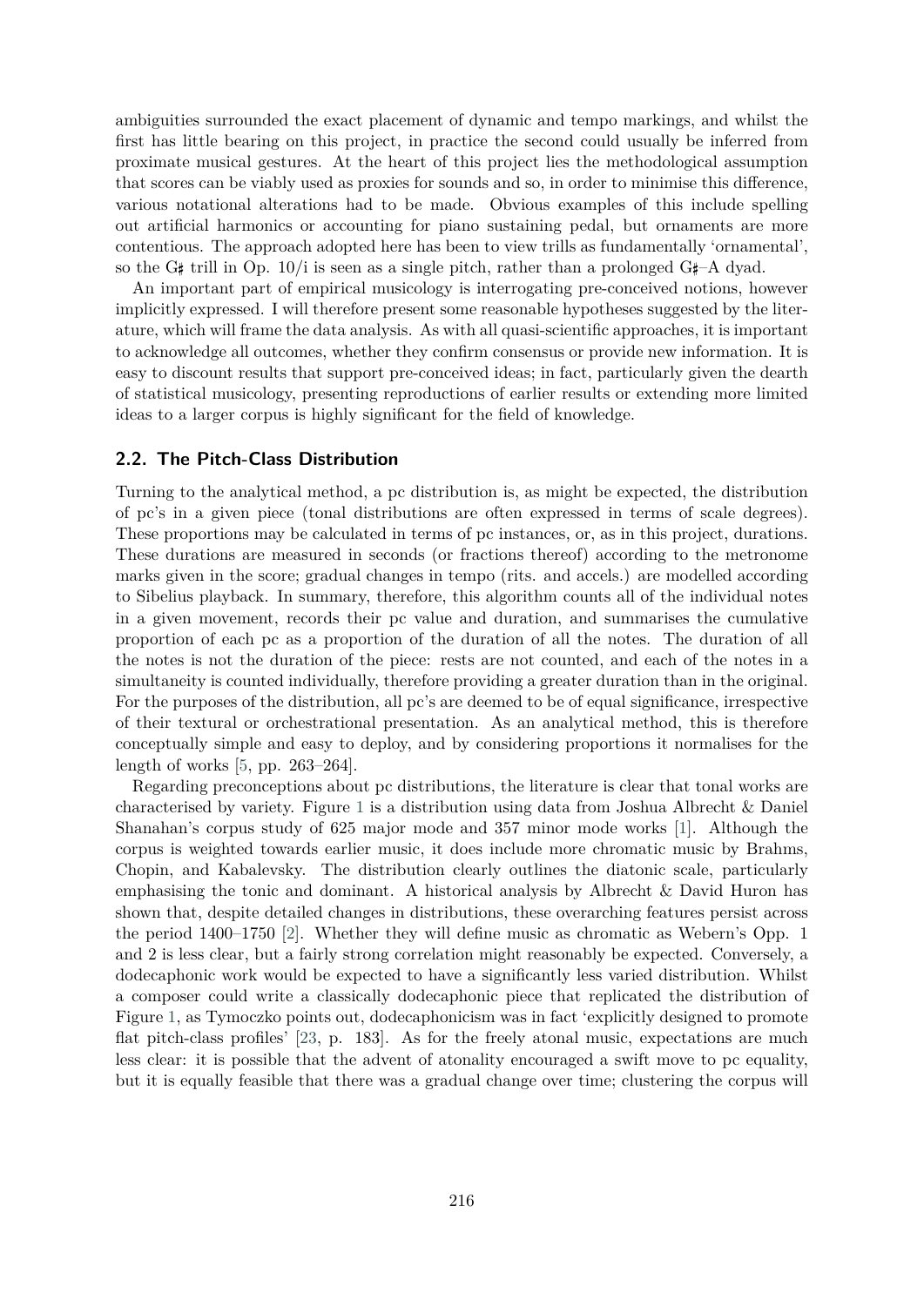ambiguities surrounded the exact placement of dynamic and tempo markings, and whilst the first has little bearing on this project, in practice the second could usually be inferred from proximate musical gestures. At the heart of this project lies the methodological assumption that scores can be viably used as proxies for sounds and so, in order to minimise this difference, various notational alterations had to be made. Obvious examples of this include spelling out artificial harmonics or accounting for piano sustaining pedal, but ornaments are more contentious. The approach adopted here has been to view trills as fundamentally 'ornamental', so the G♯ trill in Op. 10/i is seen as a single pitch, rather than a prolonged G♯–A dyad.

An important part of empirical musicology is interrogating pre-conceived notions, however implicitly expressed. I will therefore present some reasonable hypotheses suggested by the literature, which will frame the data analysis. As with all quasi-scientific approaches, it is important to acknowledge all outcomes, whether they confirm consensus or provide new information. It is easy to discount results that support pre-conceived ideas; in fact, particularly given the dearth of statistical musicology, presenting reproductions of earlier results or extending more limited ideas to a larger corpus is highly significant for the field of knowledge.

## 2.2. The Pitch-Class Distribution

Turning to the analytical method, a pc distribution is, as might be expected, the distribution of pc's in a given piece (tonal distributions are often expressed in terms of scale degrees). These proportions may be calculated in terms of pc instances, or, as in this project, durations. These durations are measured in seconds (or fractions thereof) according to the metronome marks given in the score; gradual changes in tempo (rits. and accels.) are modelled according to Sibelius playback. In summary, therefore, this algorithm counts all of the individual notes in a given movement, records their pc value and duration, and summarises the cumulative proportion of each pc as a proportion of the duration of all the notes. The duration of all the notes is not the duration of the piece: rests are not counted, and each of the notes in a simultaneity is counted individually, therefore providing a greater duration than in the original. For the purposes of the distribution, all pc's are deemed to be of equal significance, irrespective of their textural or orchestrational presentation. As an analytical method, this is therefore conceptually simple and easy to deploy, and by considering proportions it normalises for the length of works [5, pp. 263–264].

Regarding preconceptions about pc distributions, the literature is clear that tonal works are characterised by variety. Figure 1 is a distribution using data from Joshua Albrecht & Daniel Shanahan's corpus study of 625 major mode and 357 minor mode works [1]. Although the corpus is weighted towards earlier music, it does include more chromatic music by Brahms, Chopin, and Kabalevsky. The distribution clearly outlines the diatonic scale, particularly emphasising the tonic and dominant. A historical analysis by Albrecht & David Huron has shown that, despite detailed changes in distributions, these overarching features persist across the period 1400–1750 [2]. Whether they will define music as chromatic as Webern's Opp. 1 and 2 is less clear, but a fairly strong correlation might reasonably be expected. Conversely, a dodecaphonic work would be expected to have a significantly less varied distribution. Whilst a composer could write a classically dodecaphonic piece that replicated the distribution of Figure 1, as Tymoczko points out, dodecaphonicism was in fact 'explicitly designed to promote flat pitch-class profiles' [23, p. 183]. As for the freely atonal music, expectations are much less clear: it is possible that the advent of atonality encouraged a swift move to pc equality, but it is equally feasible that there was a gradual change over time; clustering the corpus will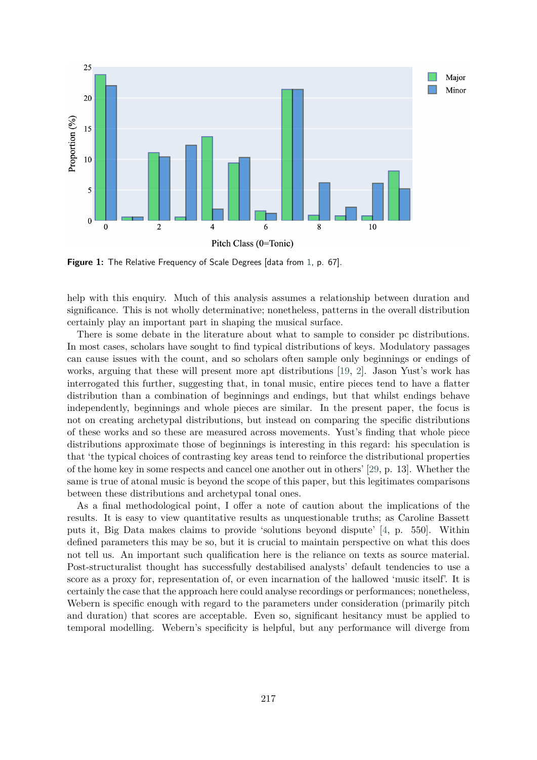**Figure 1:** The Relative Frequency of Scale Degrees [data from 1, p. 67].

help with this enquiry. Much of this analysis assumes a relationship between duration and significance. This is not wholly determinative; nonetheless, patterns in the overall distribution certainly play an important part in shaping the musical surface.

There is some debate in the literature about what to sample to consider pc distributions. In most cases, scholars have sought to find typical distributions of keys. Modulatory passages can cause issues with the count, and so scholars often sample only beginnings or endings of works, arguing that these will present more apt distributions [19, 2]. Jason Yust's work has interrogated this further, suggesting that, in tonal music, entire pieces tend to have a flatter distribution than a combination of beginnings and endings, but that whilst endings behave independently, beginnings and whole pieces are similar. In the present paper, the focus is not on creating archetypal distributions, but instead on comparing the specific distributions of these works and so these are measured across movements. Yust's finding that whole piece distributions approximate those of beginnings is interesting in this regard: his speculation is that 'the typical choices of contrasting key areas tend to reinforce the distributional properties of the home key in some respects and cancel one another out in others' [29, p. 13]. Whether the same is true of atonal music is beyond the scope of this paper, but this legitimates comparisons between these distributions and archetypal tonal ones.

As a final methodological point, I offer a note of caution about the implications of the results. It is easy to view quantitative results as unquestionable truths; as Caroline Bassett puts it, Big Data makes claims to provide 'solutions beyond dispute' [4, p. 550]. Within defined parameters this may be so, but it is crucial to maintain perspective on what this does not tell us. An important such qualification here is the reliance on texts as source material. Post-structuralist thought has successfully destabilised analysts' default tendencies to use a score as a proxy for, representation of, or even incarnation of the hallowed 'music itself'. It is certainly the case that the approach here could analyse recordings or performances; nonetheless, Webern is specific enough with regard to the parameters under consideration (primarily pitch and duration) that scores are acceptable. Even so, significant hesitancy must be applied to temporal modelling. Webern's specificity is helpful, but any performance will diverge from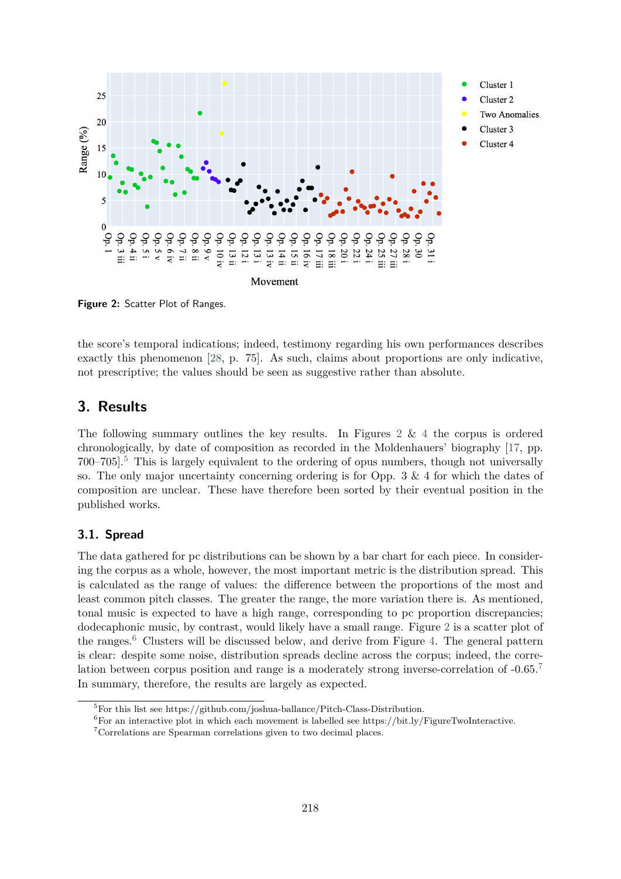Figure 2: Scatter Plot of Ranges.

the score's temporal indications; indeed, testimony regarding his own performances describes exactly this phenomenon [28, p. 75]. As such, claims about proportions are only indicative, not prescriptive; the values should be seen as suggestive rather than absolute.

## 3. Results

The following summary outlines the key results. In Figures 2 & 4 the corpus is ordered chronologically, by date of composition as recorded in the Moldenhauers' biography [17, pp. 700–705].[5] This is largely equivalent to the ordering of opus numbers, though not universally so. The only major uncertainty concerning ordering is for Opp. 3 & 4 for which the dates of composition are unclear. These have therefore been sorted by their eventual position in the published works.

### 3.1. Spread

The data gathered for pc distributions can be shown by a bar chart for each piece. In considering the corpus as a whole, however, the most important metric is the distribution spread. This is calculated as the range of values: the difference between the proportions of the most and least common pitch classes. The greater the range, the more variation there is. As mentioned, tonal music is expected to have a high range, corresponding to pc proportion discrepancies; dodecaphonic music, by contrast, would likely have a small range. Figure 2 is a scatter plot of the ranges.[6] Clusters will be discussed below, and derive from Figure 4. The general pattern is clear: despite some noise, distribution spreads decline across the corpus; indeed, the correlation between corpus position and range is a moderately strong inverse-correlation of -0.65.[7] In summary, therefore, the results are largely as expected.

[5] For this list see https://github.com/joshua-ballance/Pitch-Class-Distribution.

[6] For an interactive plot in which each movement is labelled see https://bit.ly/FigureTwoInteractive.

[7] Correlations are Spearman correlations given to two decimal places.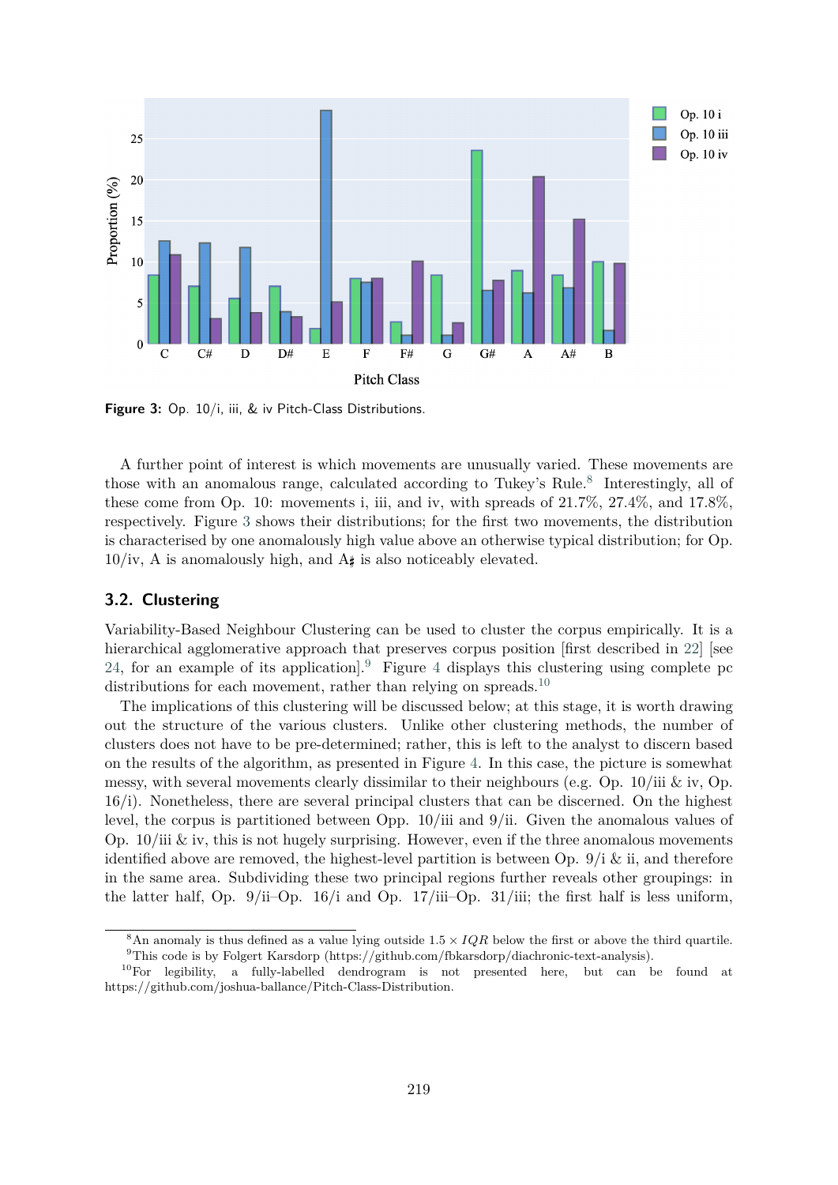Figure 3: Op. 10/i, iii, & iv Pitch-Class Distributions.

A further point of interest is which movements are unusually varied. These movements are those with an anomalous range, calculated according to Tukey's Rule.[8] Interestingly, all of these come from Op. 10: movements i, iii, and iv, with spreads of 21.7%, 27.4%, and 17.8%, respectively. Figure 3 shows their distributions; for the first two movements, the distribution is characterised by one anomalously high value above an otherwise typical distribution; for Op. 10/iv, A is anomalously high, and A♯ is also noticeably elevated.

## 3.2. Clustering

Variability-Based Neighbour Clustering can be used to cluster the corpus empirically. It is a hierarchical agglomerative approach that preserves corpus position [first described in 22] [see 24, for an example of its application].[9] Figure 4 displays this clustering using complete pc distributions for each movement, rather than relying on spreads.[10]

The implications of this clustering will be discussed below; at this stage, it is worth drawing out the structure of the various clusters. Unlike other clustering methods, the number of clusters does not have to be pre-determined; rather, this is left to the analyst to discern based on the results of the algorithm, as presented in Figure 4. In this case, the picture is somewhat messy, with several movements clearly dissimilar to their neighbours (e.g. Op. 10/iii & iv, Op. 16/i). Nonetheless, there are several principal clusters that can be discerned. On the highest level, the corpus is partitioned between Opp. 10/iii and 9/ii. Given the anomalous values of Op. 10/iii & iv, this is not hugely surprising. However, even if the three anomalous movements identified above are removed, the highest-level partition is between Op. 9/i & ii, and therefore in the same area. Subdividing these two principal regions further reveals other groupings: in the latter half, Op. 9/ii–Op. 16/i and Op. 17/iii–Op. 31/iii; the first half is less uniform,

[8] An anomaly is thus defined as a value lying outside $1.5 \times IQR$ below the first or above the third quartile.

[9] This code is by Folgert Karsdorp (https://github.com/fbkarsdorp/diachronic-text-analysis).

[10] For legibility, a fully-labelled dendrogram is not presented here, but can be found at https://github.com/joshua-ballance/Pitch-Class-Distribution.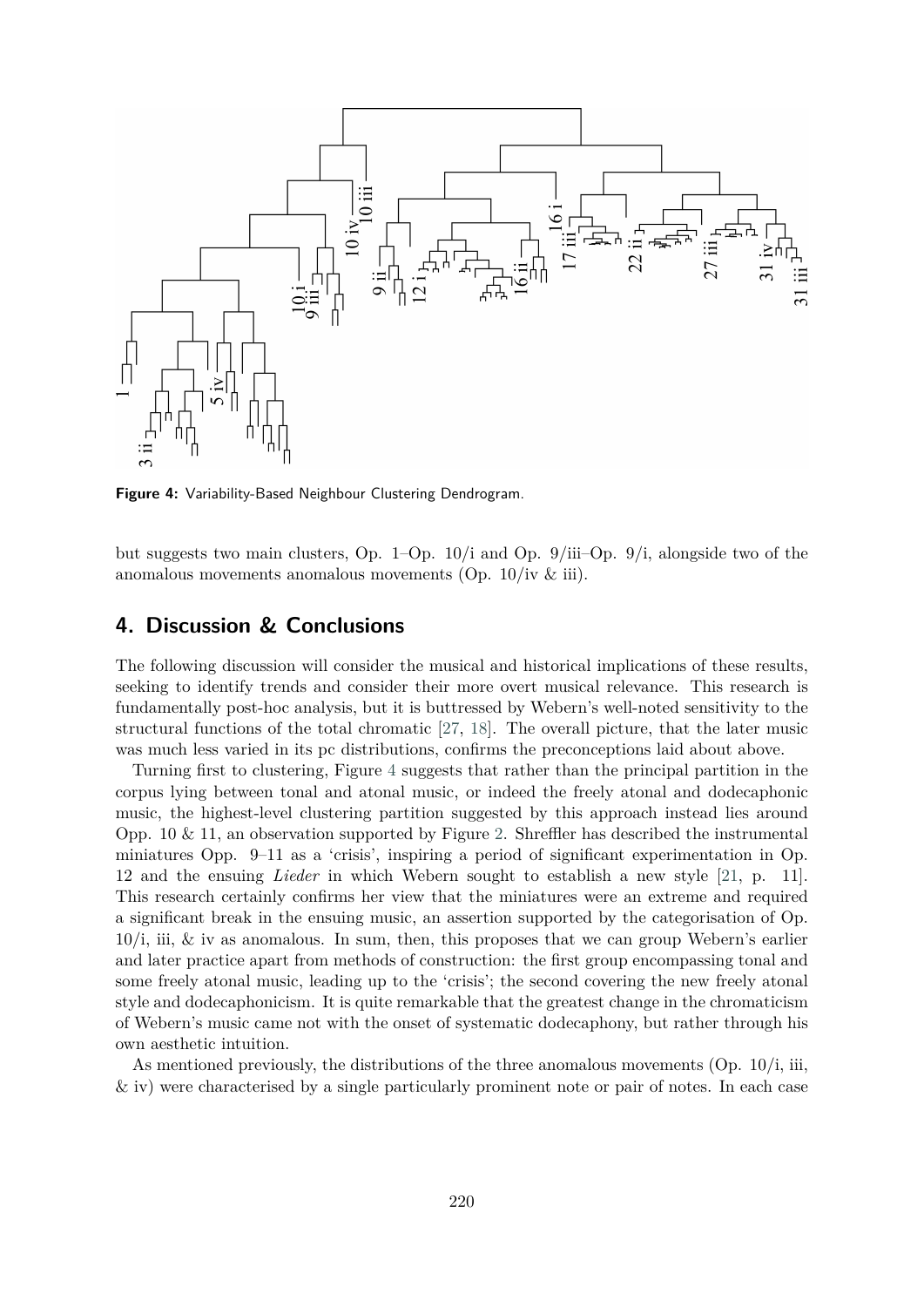**Figure 4:** Variability-Based Neighbour Clustering Dendrogram.

but suggests two main clusters, Op. 1–Op. 10/i and Op. 9/iii–Op. 9/i, alongside two of the anomalous movements anomalous movements (Op. 10/iv & iii).

## 4. Discussion & Conclusions

The following discussion will consider the musical and historical implications of these results, seeking to identify trends and consider their more overt musical relevance. This research is fundamentally post-hoc analysis, but it is buttressed by Webern's well-noted sensitivity to the structural functions of the total chromatic [27, 18]. The overall picture, that the later music was much less varied in its pc distributions, confirms the preconceptions laid about above.

Turning first to clustering, Figure 4 suggests that rather than the principal partition in the corpus lying between tonal and atonal music, or indeed the freely atonal and dodecaphonic music, the highest-level clustering partition suggested by this approach instead lies around Opp. 10 & 11, an observation supported by Figure 2. Shreffler has described the instrumental miniatures Opp. 9–11 as a 'crisis', inspiring a period of significant experimentation in Op. 12 and the ensuing *Lieder* in which Webern sought to establish a new style [21, p. 11]. This research certainly confirms her view that the miniatures were an extreme and required a significant break in the ensuing music, an assertion supported by the categorisation of Op. 10/i, iii, & iv as anomalous. In sum, then, this proposes that we can group Webern's earlier and later practice apart from methods of construction: the first group encompassing tonal and some freely atonal music, leading up to the 'crisis'; the second covering the new freely atonal style and dodecaphonicism. It is quite remarkable that the greatest change in the chromaticism of Webern's music came not with the onset of systematic dodecaphony, but rather through his own aesthetic intuition.

As mentioned previously, the distributions of the three anomalous movements (Op. 10/i, iii, & iv) were characterised by a single particularly prominent note or pair of notes. In each case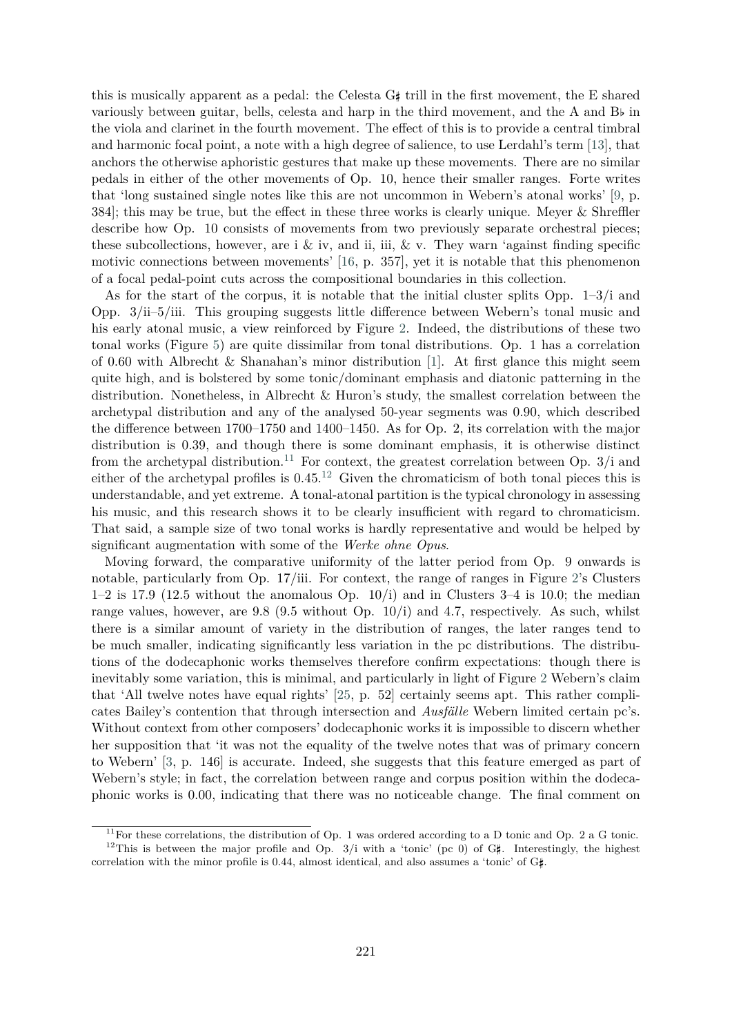this is musically apparent as a pedal: the Celesta G♯ trill in the first movement, the E shared variously between guitar, bells, celesta and harp in the third movement, and the A and B♭ in the viola and clarinet in the fourth movement. The effect of this is to provide a central timbral and harmonic focal point, a note with a high degree of salience, to use Lerdahl's term [13], that anchors the otherwise aphoristic gestures that make up these movements. There are no similar pedals in either of the other movements of Op. 10, hence their smaller ranges. Forte writes that 'long sustained single notes like this are not uncommon in Webern's atonal works' [9, p. 384]; this may be true, but the effect in these three works is clearly unique. Meyer & Shreffler describe how Op. 10 consists of movements from two previously separate orchestral pieces; these subcollections, however, are i & iv, and ii, iii, & v. They warn 'against finding specific motivic connections between movements' [16, p. 357], yet it is notable that this phenomenon of a focal pedal-point cuts across the compositional boundaries in this collection.

As for the start of the corpus, it is notable that the initial cluster splits Opp. 1–3/i and Opp. 3/ii–5/iii. This grouping suggests little difference between Webern's tonal music and his early atonal music, a view reinforced by Figure 2. Indeed, the distributions of these two tonal works (Figure 5) are quite dissimilar from tonal distributions. Op. 1 has a correlation of 0.60 with Albrecht & Shanahan's minor distribution [1]. At first glance this might seem quite high, and is bolstered by some tonic/dominant emphasis and diatonic patterning in the distribution. Nonetheless, in Albrecht & Huron's study, the smallest correlation between the archetypal distribution and any of the analysed 50-year segments was 0.90, which described the difference between 1700–1750 and 1400–1450. As for Op. 2, its correlation with the major distribution is 0.39, and though there is some dominant emphasis, it is otherwise distinct from the archetypal distribution.[11] For context, the greatest correlation between Op. 3/i and either of the archetypal profiles is 0.45.[12] Given the chromaticism of both tonal pieces this is understandable, and yet extreme. A tonal-atonal partition is the typical chronology in assessing his music, and this research shows it to be clearly insufficient with regard to chromaticism. That said, a sample size of two tonal works is hardly representative and would be helped by significant augmentation with some of the *Werke ohne Opus*.

Moving forward, the comparative uniformity of the latter period from Op. 9 onwards is notable, particularly from Op. 17/iii. For context, the range of ranges in Figure 2's Clusters 1–2 is 17.9 (12.5 without the anomalous Op. 10/i) and in Clusters 3–4 is 10.0; the median range values, however, are 9.8 (9.5 without Op. 10/i) and 4.7, respectively. As such, whilst there is a similar amount of variety in the distribution of ranges, the later ranges tend to be much smaller, indicating significantly less variation in the pc distributions. The distributions of the dodecaphonic works themselves therefore confirm expectations: though there is inevitably some variation, this is minimal, and particularly in light of Figure 2 Webern's claim that 'All twelve notes have equal rights' [25, p. 52] certainly seems apt. This rather complicates Bailey's contention that through intersection and *Ausfälle* Webern limited certain pc's. Without context from other composers' dodecaphonic works it is impossible to discern whether her supposition that 'it was not the equality of the twelve notes that was of primary concern to Webern' [3, p. 146] is accurate. Indeed, she suggests that this feature emerged as part of Webern's style; in fact, the correlation between range and corpus position within the dodecaphonic works is 0.00, indicating that there was no noticeable change. The final comment on

[11] For these correlations, the distribution of Op. 1 was ordered according to a D tonic and Op. 2 a G tonic.

[12] This is between the major profile and Op. 3/i with a 'tonic' (pc 0) of G♯. Interestingly, the highest correlation with the minor profile is 0.44, almost identical, and also assumes a 'tonic' of G♯.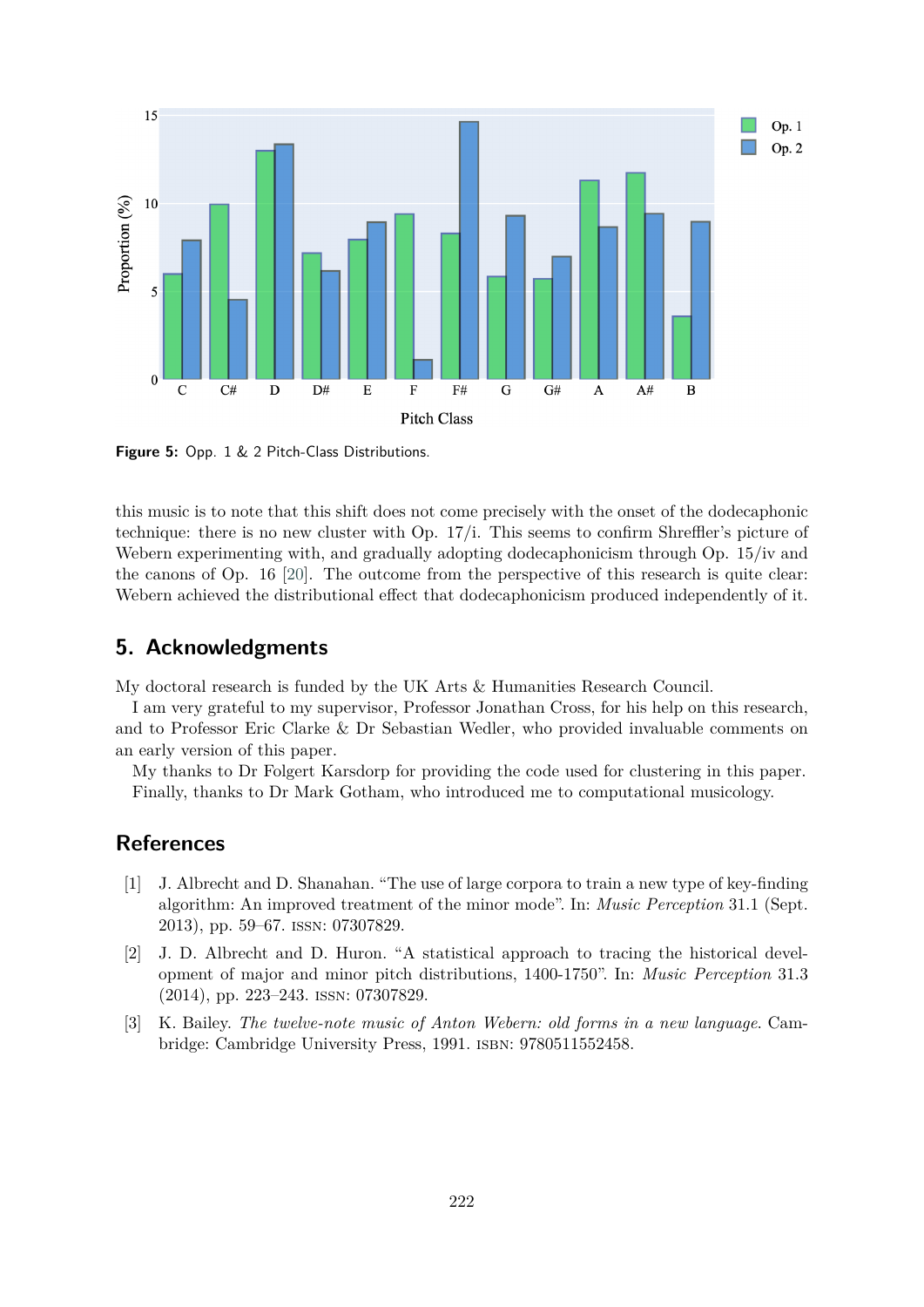**Figure 5:** Opp. 1 & 2 Pitch-Class Distributions.

this music is to note that this shift does not come precisely with the onset of the dodecaphonic technique: there is no new cluster with Op. 17/i. This seems to confirm Shreffler's picture of Webern experimenting with, and gradually adopting dodecaphonicism through Op. 15/iv and the canons of Op. 16 [20]. The outcome from the perspective of this research is quite clear: Webern achieved the distributional effect that dodecaphonicism produced independently of it.

## 5. Acknowledgments

My doctoral research is funded by the UK Arts & Humanities Research Council.

I am very grateful to my supervisor, Professor Jonathan Cross, for his help on this research, and to Professor Eric Clarke & Dr Sebastian Wedler, who provided invaluable comments on an early version of this paper.

My thanks to Dr Folgert Karsdorp for providing the code used for clustering in this paper. Finally, thanks to Dr Mark Gotham, who introduced me to computational musicology.

## References

[1] J. Albrecht and D. Shanahan. "The use of large corpora to train a new type of key-finding algorithm: An improved treatment of the minor mode". In: *Music Perception* 31.1 (Sept. 2013), pp. 59–67. ISSN: 07307829.

[2] J. D. Albrecht and D. Huron. "A statistical approach to tracing the historical development of major and minor pitch distributions, 1400-1750". In: *Music Perception* 31.3 (2014), pp. 223–243. ISSN: 07307829.

[3] K. Bailey. *The twelve-note music of Anton Webern: old forms in a new language*. Cambridge: Cambridge University Press, 1991. ISBN: 9780511552458.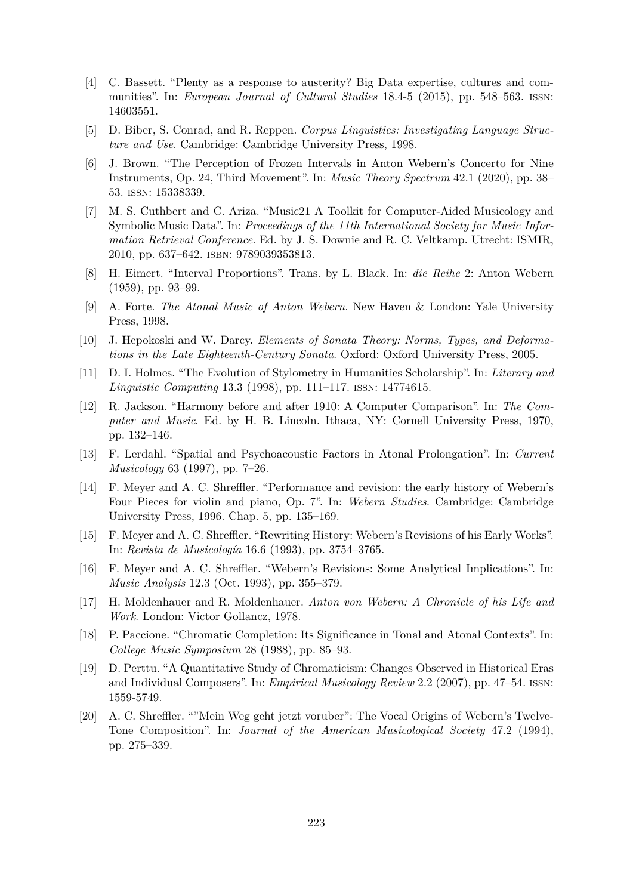[4] C. Bassett. "Plenty as a response to austerity? Big Data expertise, cultures and communities". In: *European Journal of Cultural Studies* 18.4-5 (2015), pp. 548–563. ISSN: 14603551.

[5] D. Biber, S. Conrad, and R. Reppen. *Corpus Linguistics: Investigating Language Structure and Use*. Cambridge: Cambridge University Press, 1998.

[6] J. Brown. "The Perception of Frozen Intervals in Anton Webern's Concerto for Nine Instruments, Op. 24, Third Movement". In: *Music Theory Spectrum* 42.1 (2020), pp. 38–53. ISSN: 15338339.

[7] M. S. Cuthbert and C. Ariza. "Music21 A Toolkit for Computer-Aided Musicology and Symbolic Music Data". In: *Proceedings of the 11th International Society for Music Information Retrieval Conference*. Ed. by J. S. Downie and R. C. Veltkamp. Utrecht: ISMIR, 2010, pp. 637–642. ISBN: 9789039353813.

[8] H. Eimert. "Interval Proportions". Trans. by L. Black. In: *die Reihe* 2: Anton Webern (1959), pp. 93–99.

[9] A. Forte. *The Atonal Music of Anton Webern*. New Haven & London: Yale University Press, 1998.

[10] J. Hepokoski and W. Darcy. *Elements of Sonata Theory: Norms, Types, and Deformations in the Late Eighteenth-Century Sonata*. Oxford: Oxford University Press, 2005.

[11] D. I. Holmes. "The Evolution of Stylometry in Humanities Scholarship". In: *Literary and Linguistic Computing* 13.3 (1998), pp. 111–117. ISSN: 14774615.

[12] R. Jackson. "Harmony before and after 1910: A Computer Comparison". In: *The Computer and Music*. Ed. by H. B. Lincoln. Ithaca, NY: Cornell University Press, 1970, pp. 132–146.

[13] F. Lerdahl. "Spatial and Psychoacoustic Factors in Atonal Prolongation". In: *Current Musicology* 63 (1997), pp. 7–26.

[14] F. Meyer and A. C. Shreffler. "Performance and revision: the early history of Webern's Four Pieces for violin and piano, Op. 7". In: *Webern Studies*. Cambridge: Cambridge University Press, 1996. Chap. 5, pp. 135–169.

[15] F. Meyer and A. C. Shreffler. "Rewriting History: Webern's Revisions of his Early Works". In: *Revista de Musicología* 16.6 (1993), pp. 3754–3765.

[16] F. Meyer and A. C. Shreffler. "Webern's Revisions: Some Analytical Implications". In: *Music Analysis* 12.3 (Oct. 1993), pp. 355–379.

[17] H. Moldenhauer and R. Moldenhauer. *Anton von Webern: A Chronicle of his Life and Work*. London: Victor Gollancz, 1978.

[18] P. Paccione. "Chromatic Completion: Its Significance in Tonal and Atonal Contexts". In: *College Music Symposium* 28 (1988), pp. 85–93.

[19] D. Perttu. "A Quantitative Study of Chromaticism: Changes Observed in Historical Eras and Individual Composers". In: *Empirical Musicology Review* 2.2 (2007), pp. 47–54. ISSN: 1559-5749.

[20] A. C. Shreffler. ""Mein Weg geht jetzt voruber": The Vocal Origins of Webern's Twelve-Tone Composition". In: *Journal of the American Musicological Society* 47.2 (1994), pp. 275–339.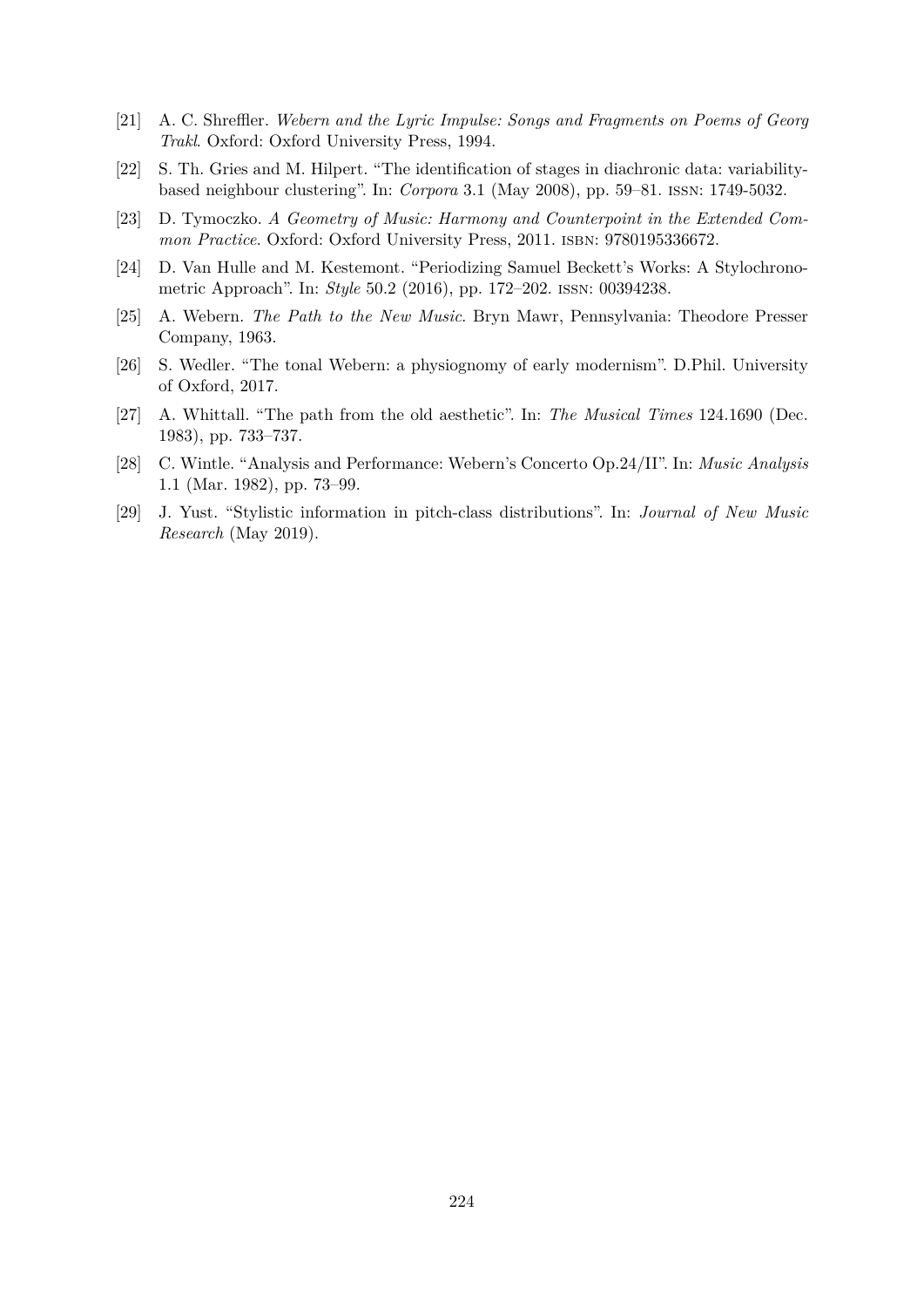[21] A. C. Shreffler. *Webern and the Lyric Impulse: Songs and Fragments on Poems of Georg Trakl*. Oxford: Oxford University Press, 1994.

[22] S. Th. Gries and M. Hilpert. "The identification of stages in diachronic data: variability-based neighbour clustering". In: *Corpora* 3.1 (May 2008), pp. 59–81. ISSN: 1749-5032.

[23] D. Tymoczko. *A Geometry of Music: Harmony and Counterpoint in the Extended Common Practice*. Oxford: Oxford University Press, 2011. ISBN: 9780195336672.

[24] D. Van Hulle and M. Kestemont. "Periodizing Samuel Beckett's Works: A Stylochronometric Approach". In: *Style* 50.2 (2016), pp. 172–202. ISSN: 00394238.

[25] A. Webern. *The Path to the New Music*. Bryn Mawr, Pennsylvania: Theodore Presser Company, 1963.

[26] S. Wedler. "The tonal Webern: a physiognomy of early modernism". D.Phil. University of Oxford, 2017.

[27] A. Whittall. "The path from the old aesthetic". In: *The Musical Times* 124.1690 (Dec. 1983), pp. 733–737.

[28] C. Wintle. "Analysis and Performance: Webern's Concerto Op.24/II". In: *Music Analysis* 1.1 (Mar. 1982), pp. 73–99.

[29] J. Yust. "Stylistic information in pitch-class distributions". In: *Journal of New Music Research* (May 2019).